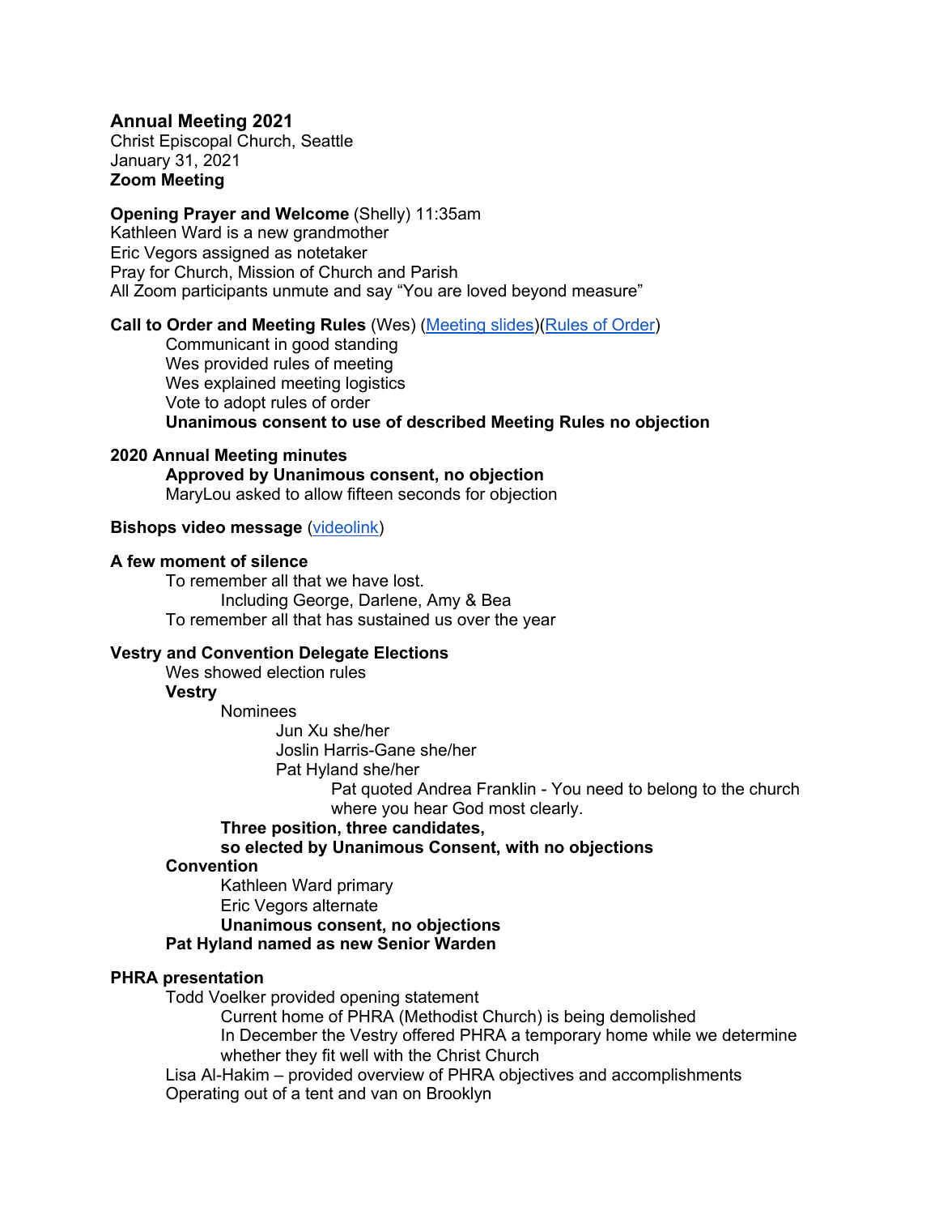**Annual Meeting 2021**
Christ Episcopal Church, Seattle
January 31, 2021
**Zoom Meeting**

**Opening Prayer and Welcome** (Shelly) 11:35am
Kathleen Ward is a new grandmother
Eric Vegors assigned as notetaker
Pray for Church, Mission of Church and Parish
All Zoom participants unmute and say "You are loved beyond measure"

**Call to Order and Meeting Rules** (Wes) (Meeting slides)(Rules of Order)

- Communicant in good standing
- Wes provided rules of meeting
- Wes explained meeting logistics
- Vote to adopt rules of order
- **Unanimous consent to use of described Meeting Rules no objection**

**2020 Annual Meeting minutes**

- **Approved by Unanimous consent, no objection**
- MaryLou asked to allow fifteen seconds for objection

**Bishops video message** (videolink)

**A few moment of silence**

- To remember all that we have lost.
  - Including George, Darlene, Amy & Bea
- To remember all that has sustained us over the year

**Vestry and Convention Delegate Elections**

- Wes showed election rules
- **Vestry**
  - Nominees
    - Jun Xu she/her
    - Joslin Harris-Gane she/her
    - Pat Hyland she/her
      - Pat quoted Andrea Franklin - You need to belong to the church where you hear God most clearly.
  - **Three position, three candidates,**
    **so elected by Unanimous Consent, with no objections**
- **Convention**
  - Kathleen Ward primary
  - Eric Vegors alternate
  - **Unanimous consent, no objections**
- **Pat Hyland named as new Senior Warden**

**PHRA presentation**

- Todd Voelker provided opening statement
  - Current home of PHRA (Methodist Church) is being demolished
  - In December the Vestry offered PHRA a temporary home while we determine whether they fit well with the Christ Church
- Lisa Al-Hakim – provided overview of PHRA objectives and accomplishments
- Operating out of a tent and van on Brooklyn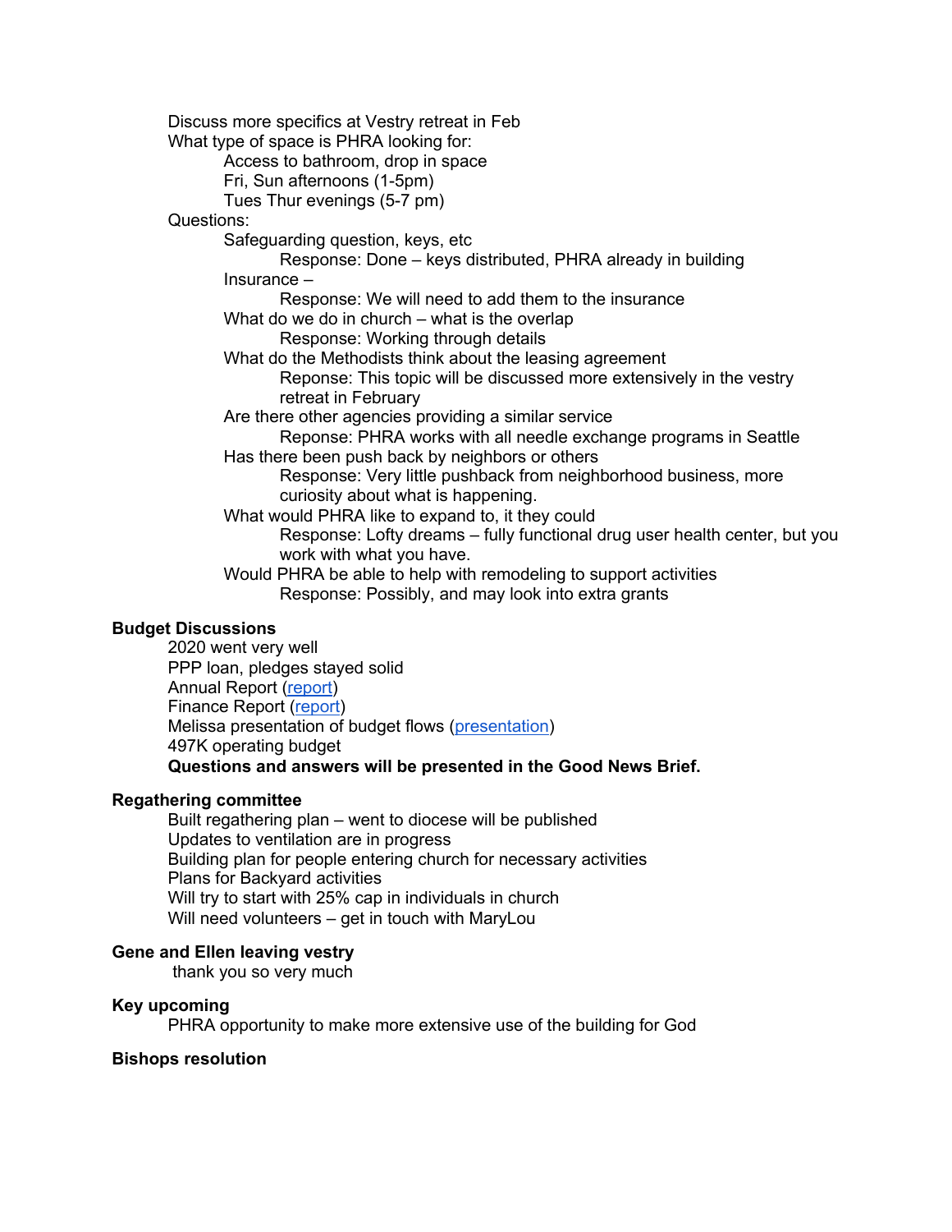- Discuss more specifics at Vestry retreat in Feb
- What type of space is PHRA looking for:
  - Access to bathroom, drop in space
  - Fri, Sun afternoons (1-5pm)
  - Tues Thur evenings (5-7 pm)
- Questions:
  - Safeguarding question, keys, etc
    - Response: Done – keys distributed, PHRA already in building
  - Insurance –
    - Response: We will need to add them to the insurance
  - What do we do in church – what is the overlap
    - Response: Working through details
  - What do the Methodists think about the leasing agreement
    - Reponse: This topic will be discussed more extensively in the vestry retreat in February
  - Are there other agencies providing a similar service
    - Reponse: PHRA works with all needle exchange programs in Seattle
  - Has there been push back by neighbors or others
    - Response: Very little pushback from neighborhood business, more curiosity about what is happening.
  - What would PHRA like to expand to, it they could
    - Response: Lofty dreams – fully functional drug user health center, but you work with what you have.
  - Would PHRA be able to help with remodeling to support activities
    - Response: Possibly, and may look into extra grants

**Budget Discussions**

- 2020 went very well
- PPP loan, pledges stayed solid
- Annual Report (report)
- Finance Report (report)
- Melissa presentation of budget flows (presentation)
- 497K operating budget
- **Questions and answers will be presented in the Good News Brief.**

**Regathering committee**

- Built regathering plan – went to diocese will be published
- Updates to ventilation are in progress
- Building plan for people entering church for necessary activities
- Plans for Backyard activities
- Will try to start with 25% cap in individuals in church
- Will need volunteers – get in touch with MaryLou

**Gene and Ellen leaving vestry**

- thank you so very much

**Key upcoming**

- PHRA opportunity to make more extensive use of the building for God

**Bishops resolution**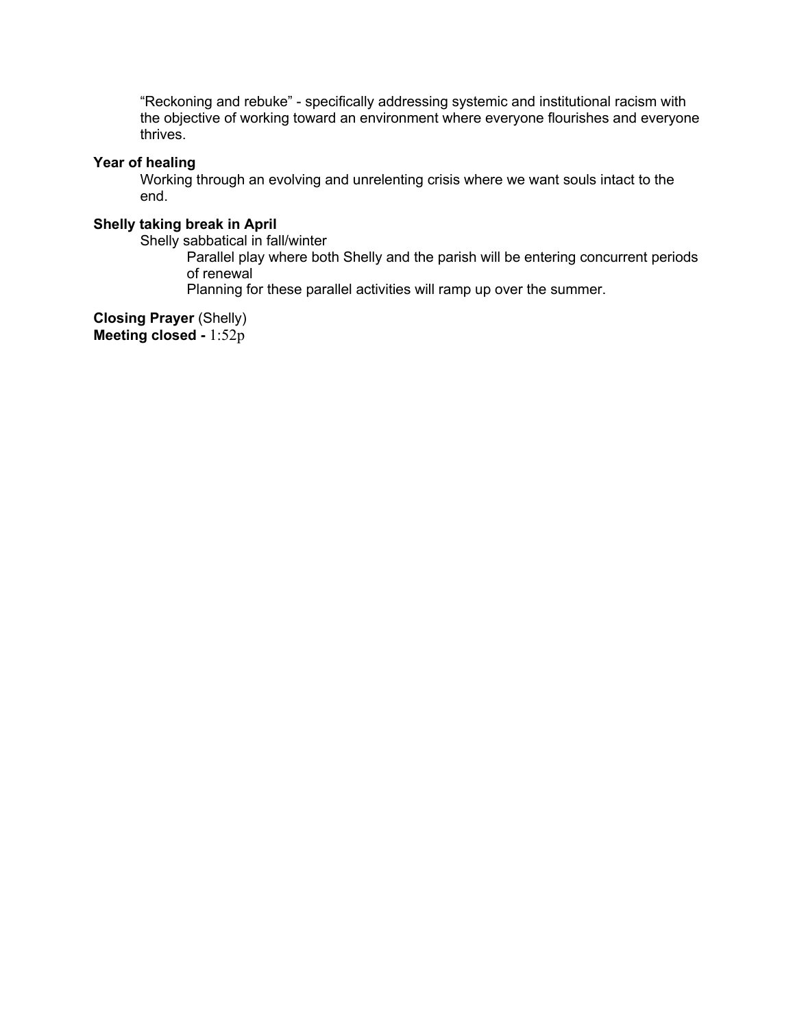"Reckoning and rebuke" - specifically addressing systemic and institutional racism with the objective of working toward an environment where everyone flourishes and everyone thrives.

**Year of healing**

Working through an evolving and unrelenting crisis where we want souls intact to the end.

**Shelly taking break in April**

Shelly sabbatical in fall/winter

- Parallel play where both Shelly and the parish will be entering concurrent periods of renewal
- Planning for these parallel activities will ramp up over the summer.

**Closing Prayer** (Shelly)
**Meeting closed -** 1:52p